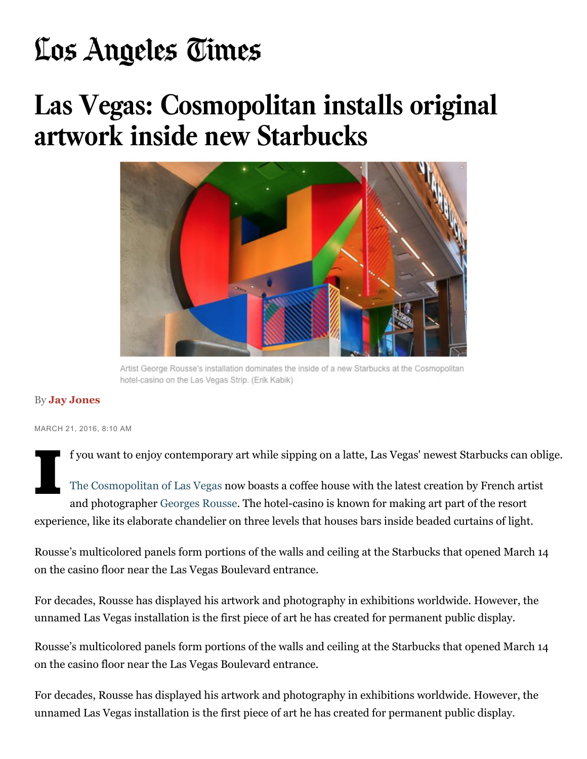Los Angeles Times

# Las Vegas: Cosmopolitan installs original artwork inside new Starbucks

Artist George Rousse's installation dominates the inside of a new Starbucks at the Cosmopolitan hotel-casino on the Las Vegas Strip. (Erik Kabik)

By **Jay Jones**

MARCH 21, 2016, 8:10 AM

If you want to enjoy contemporary art while sipping on a latte, Las Vegas' newest Starbucks can oblige.

The Cosmopolitan of Las Vegas now boasts a coffee house with the latest creation by French artist and photographer Georges Rousse. The hotel-casino is known for making art part of the resort experience, like its elaborate chandelier on three levels that houses bars inside beaded curtains of light.

Rousse's multicolored panels form portions of the walls and ceiling at the Starbucks that opened March 14 on the casino floor near the Las Vegas Boulevard entrance.

For decades, Rousse has displayed his artwork and photography in exhibitions worldwide. However, the unnamed Las Vegas installation is the first piece of art he has created for permanent public display.

Rousse's multicolored panels form portions of the walls and ceiling at the Starbucks that opened March 14 on the casino floor near the Las Vegas Boulevard entrance.

For decades, Rousse has displayed his artwork and photography in exhibitions worldwide. However, the unnamed Las Vegas installation is the first piece of art he has created for permanent public display.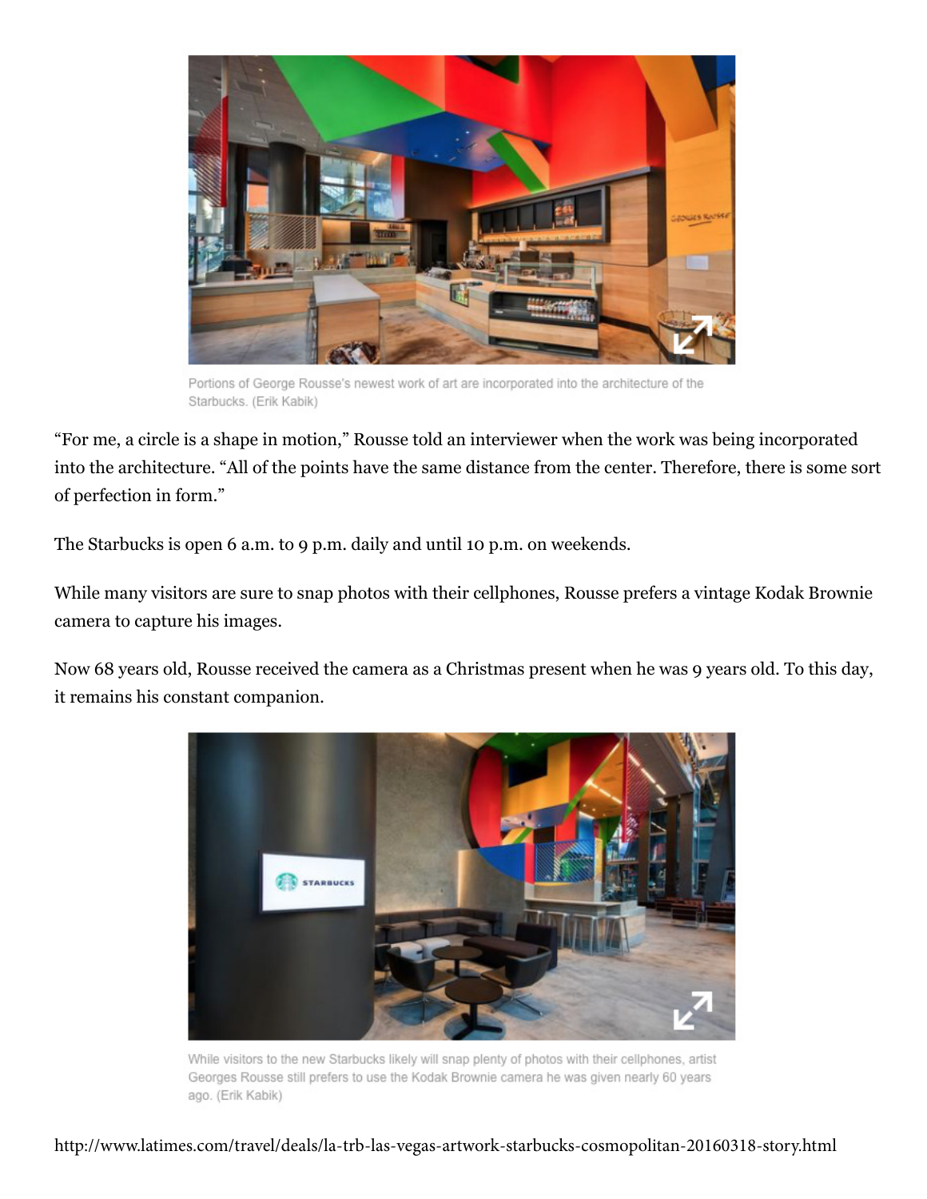Portions of George Rousse's newest work of art are incorporated into the architecture of the Starbucks. (Erik Kabik)

"For me, a circle is a shape in motion," Rousse told an interviewer when the work was being incorporated into the architecture. "All of the points have the same distance from the center. Therefore, there is some sort of perfection in form."

The Starbucks is open 6 a.m. to 9 p.m. daily and until 10 p.m. on weekends.

While many visitors are sure to snap photos with their cellphones, Rousse prefers a vintage Kodak Brownie camera to capture his images.

Now 68 years old, Rousse received the camera as a Christmas present when he was 9 years old. To this day, it remains his constant companion.

While visitors to the new Starbucks likely will snap plenty of photos with their cellphones, artist Georges Rousse still prefers to use the Kodak Brownie camera he was given nearly 60 years ago. (Erik Kabik)

http://www.latimes.com/travel/deals/la-trb-las-vegas-artwork-starbucks-cosmopolitan-20160318-story.html